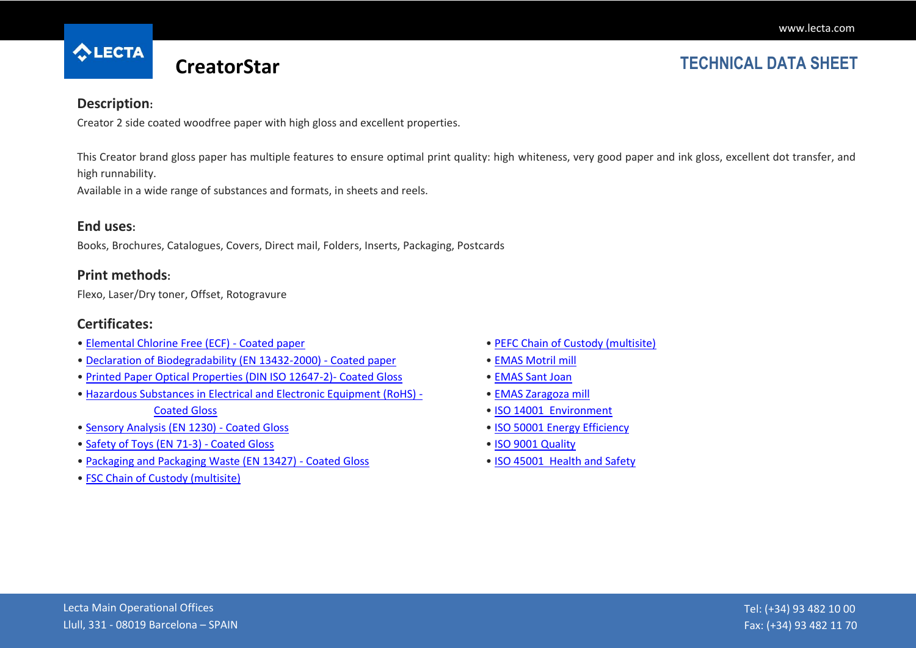# CreatorStar

## TECHNICAL DATA SHEET

### Description:

Creator 2 side coated woodfree paper with high gloss and excellent properties.

This Creator brand gloss paper has multiple features to ensure optimal print quality: high whiteness, very good paper and ink gloss, excellent dot transfer, and high runnability.
Available in a wide range of substances and formats, in sheets and reels.

### End uses:

Books, Brochures, Catalogues, Covers, Direct mail, Folders, Inserts, Packaging, Postcards

### Print methods:

Flexo, Laser/Dry toner, Offset, Rotogravure

### Certificates:

- Elemental Chlorine Free (ECF) - Coated paper
- Declaration of Biodegradability (EN 13432-2000) - Coated paper
- Printed Paper Optical Properties (DIN ISO 12647-2)- Coated Gloss
- Hazardous Substances in Electrical and Electronic Equipment (RoHS) - Coated Gloss
- Sensory Analysis (EN 1230) - Coated Gloss
- Safety of Toys (EN 71-3) - Coated Gloss
- Packaging and Packaging Waste (EN 13427) - Coated Gloss
- FSC Chain of Custody (multisite)
- PEFC Chain of Custody (multisite)
- EMAS Motril mill
- EMAS Sant Joan
- EMAS Zaragoza mill
- ISO 14001 Environment
- ISO 50001 Energy Efficiency
- ISO 9001 Quality
- ISO 45001 Health and Safety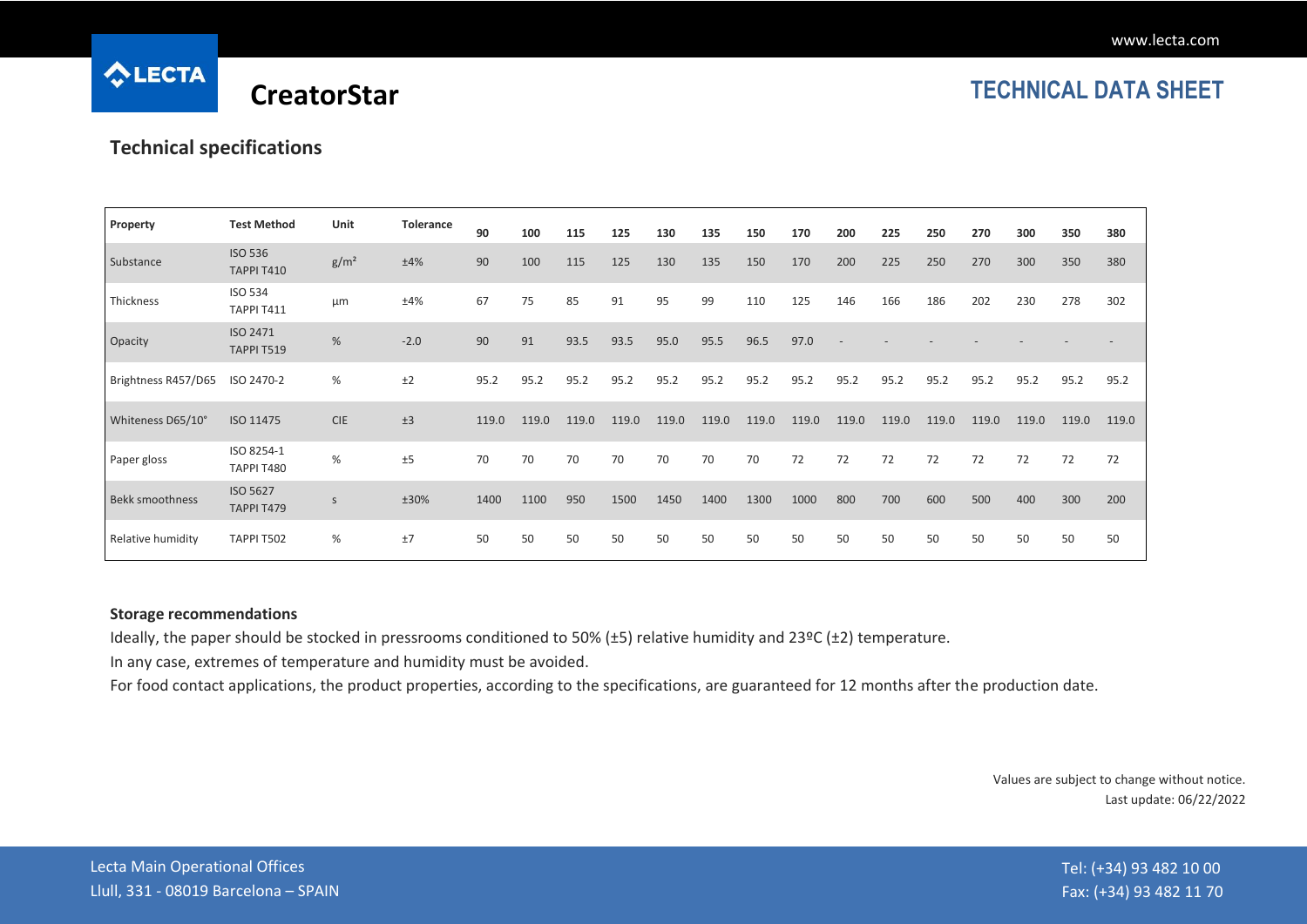**CreatorStar**

# TECHNICAL DATA SHEET

## Technical specifications

| Property | Test Method | Unit | Tolerance | 90 | 100 | 115 | 125 | 130 | 135 | 150 | 170 | 200 | 225 | 250 | 270 | 300 | 350 | 380 |
|---|---|---|---|---|---|---|---|---|---|---|---|---|---|---|---|---|---|---|
| Substance | ISO 536 TAPPI T410 | g/m² | ±4% | 90 | 100 | 115 | 125 | 130 | 135 | 150 | 170 | 200 | 225 | 250 | 270 | 300 | 350 | 380 |
| Thickness | ISO 534 TAPPI T411 | µm | ±4% | 67 | 75 | 85 | 91 | 95 | 99 | 110 | 125 | 146 | 166 | 186 | 202 | 230 | 278 | 302 |
| Opacity | ISO 2471 TAPPI T519 | % | -2.0 | 90 | 91 | 93.5 | 93.5 | 95.0 | 95.5 | 96.5 | 97.0 | - | - | - | - | - | - | - |
| Brightness R457/D65 | ISO 2470-2 | % | ±2 | 95.2 | 95.2 | 95.2 | 95.2 | 95.2 | 95.2 | 95.2 | 95.2 | 95.2 | 95.2 | 95.2 | 95.2 | 95.2 | 95.2 | 95.2 |
| Whiteness D65/10° | ISO 11475 | CIE | ±3 | 119.0 | 119.0 | 119.0 | 119.0 | 119.0 | 119.0 | 119.0 | 119.0 | 119.0 | 119.0 | 119.0 | 119.0 | 119.0 | 119.0 | 119.0 |
| Paper gloss | ISO 8254-1 TAPPI T480 | % | ±5 | 70 | 70 | 70 | 70 | 70 | 70 | 70 | 72 | 72 | 72 | 72 | 72 | 72 | 72 | 72 |
| Bekk smoothness | ISO 5627 TAPPI T479 | s | ±30% | 1400 | 1100 | 950 | 1500 | 1450 | 1400 | 1300 | 1000 | 800 | 700 | 600 | 500 | 400 | 300 | 200 |
| Relative humidity | TAPPI T502 | % | ±7 | 50 | 50 | 50 | 50 | 50 | 50 | 50 | 50 | 50 | 50 | 50 | 50 | 50 | 50 | 50 |

**Storage recommendations**

Ideally, the paper should be stocked in pressrooms conditioned to 50% (±5) relative humidity and 23ºC (±2) temperature.

In any case, extremes of temperature and humidity must be avoided.

For food contact applications, the product properties, according to the specifications, are guaranteed for 12 months after the production date.

Values are subject to change without notice.
Last update: 06/22/2022

Lecta Main Operational Offices
Llull, 331 - 08019 Barcelona – SPAIN

Tel: (+34) 93 482 10 00
Fax: (+34) 93 482 11 70